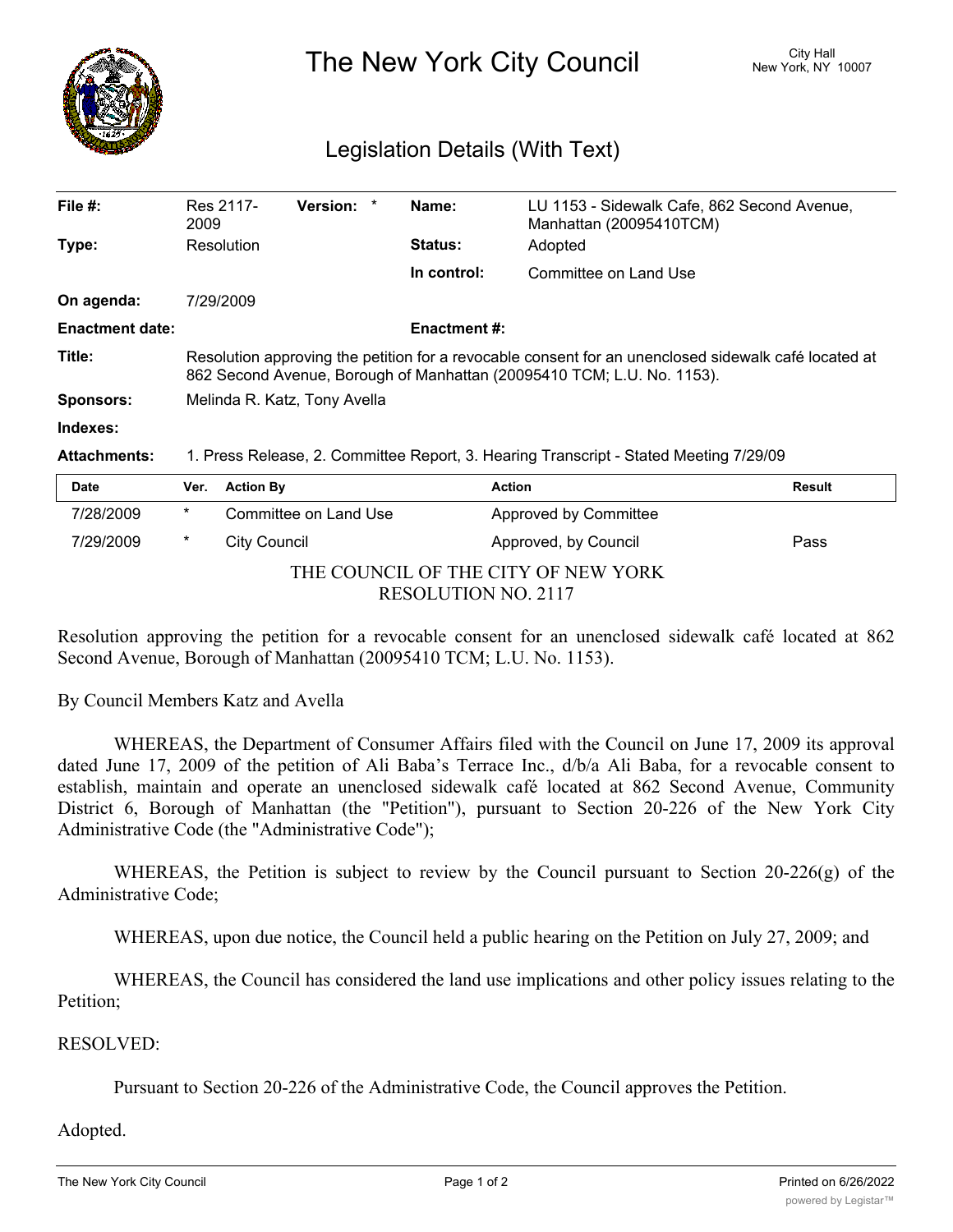# The New York City Council

City Hall
New York, NY 10007

## Legislation Details (With Text)

| | | | | | |
|---|---|---|---|---|---|
| **File #:** | Res 2117-2009 | **Version:** | * | **Name:** | LU 1153 - Sidewalk Cafe, 862 Second Avenue, Manhattan (20095410TCM) |
| **Type:** | Resolution | | | **Status:** | Adopted |
| | | | | **In control:** | Committee on Land Use |
| **On agenda:** | 7/29/2009 | | | | |
| **Enactment date:** | | | | **Enactment #:** | |

**Title:** Resolution approving the petition for a revocable consent for an unenclosed sidewalk café located at 862 Second Avenue, Borough of Manhattan (20095410 TCM; L.U. No. 1153).

**Sponsors:** Melinda R. Katz, Tony Avella

**Indexes:**

**Attachments:** 1. Press Release, 2. Committee Report, 3. Hearing Transcript - Stated Meeting 7/29/09

| Date | Ver. | Action By | Action | Result |
|---|---|---|---|---|
| 7/28/2009 | * | Committee on Land Use | Approved by Committee | |
| 7/29/2009 | * | City Council | Approved, by Council | Pass |

THE COUNCIL OF THE CITY OF NEW YORK
RESOLUTION NO. 2117

Resolution approving the petition for a revocable consent for an unenclosed sidewalk café located at 862 Second Avenue, Borough of Manhattan (20095410 TCM; L.U. No. 1153).

By Council Members Katz and Avella

WHEREAS, the Department of Consumer Affairs filed with the Council on June 17, 2009 its approval dated June 17, 2009 of the petition of Ali Baba's Terrace Inc., d/b/a Ali Baba, for a revocable consent to establish, maintain and operate an unenclosed sidewalk café located at 862 Second Avenue, Community District 6, Borough of Manhattan (the "Petition"), pursuant to Section 20-226 of the New York City Administrative Code (the "Administrative Code");

WHEREAS, the Petition is subject to review by the Council pursuant to Section 20-226(g) of the Administrative Code;

WHEREAS, upon due notice, the Council held a public hearing on the Petition on July 27, 2009; and

WHEREAS, the Council has considered the land use implications and other policy issues relating to the Petition;

RESOLVED:

Pursuant to Section 20-226 of the Administrative Code, the Council approves the Petition.

Adopted.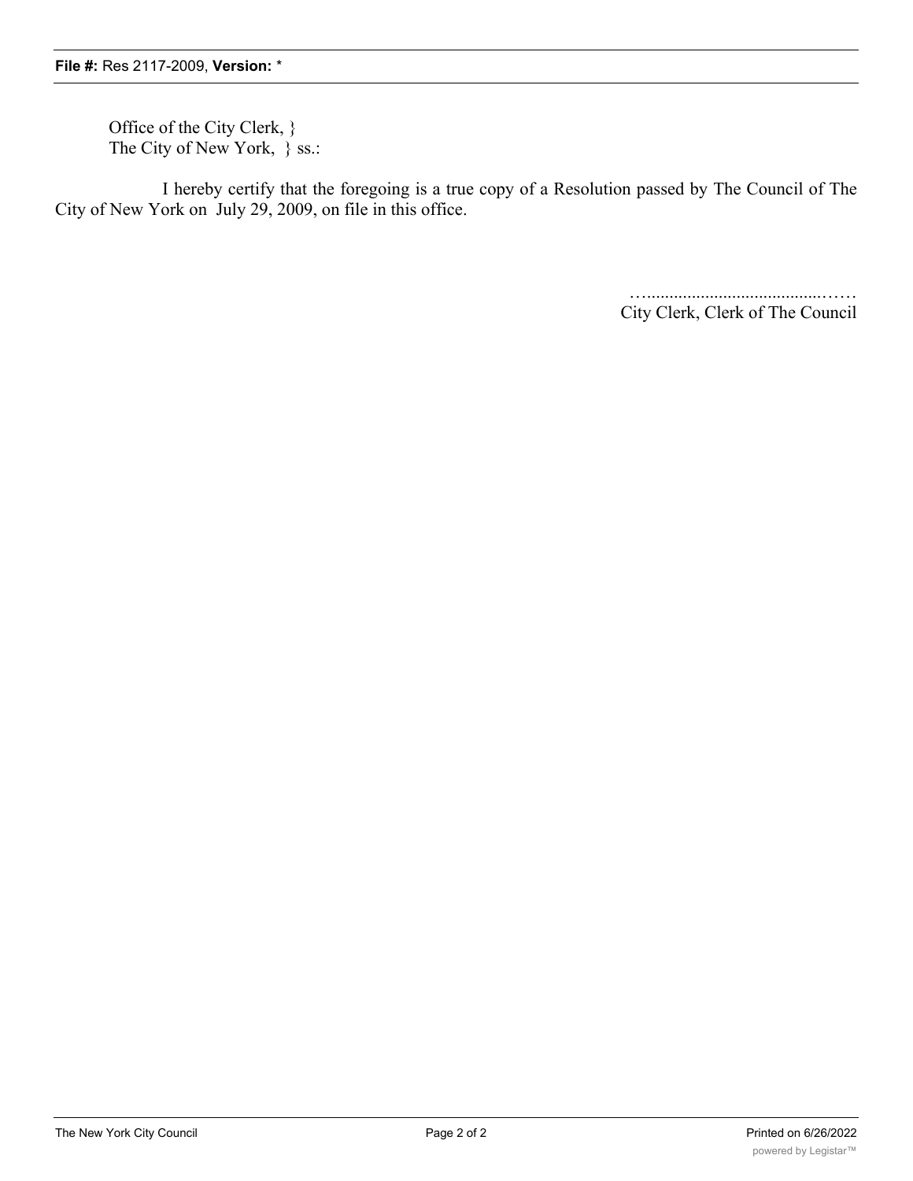Office of the City Clerk, }  
The City of New York, } ss.:

I hereby certify that the foregoing is a true copy of a Resolution passed by The Council of The City of New York on July 29, 2009, on file in this office.

…..........................................……  
City Clerk, Clerk of The Council